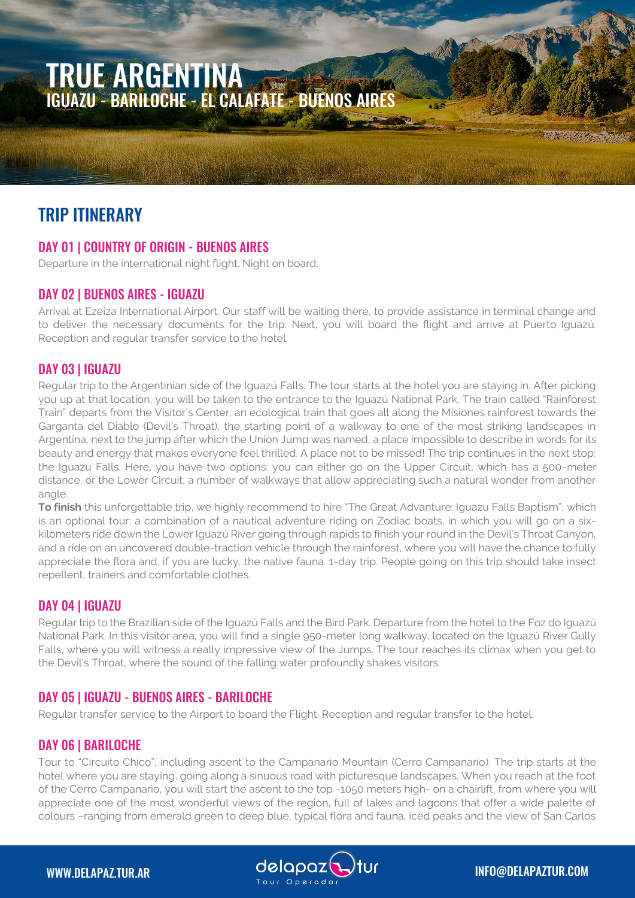# TRUE ARGENTINA

## IGUAZU - BARILOCHE - EL CALAFATE - BUENOS AIRES

## TRIP ITINERARY

### DAY 01 | COUNTRY OF ORIGIN - BUENOS AIRES

Departure in the international night flight. Night on board.

### DAY 02 | BUENOS AIRES - IGUAZU

Arrival at Ezeiza International Airport. Our staff will be waiting there, to provide assistance in terminal change and to deliver the necessary documents for the trip. Next, you will board the flight and arrive at Puerto Iguazú. Reception and regular transfer service to the hotel.

### DAY 03 | IGUAZU

Regular trip to the Argentinian side of the Iguazú Falls. The tour starts at the hotel you are staying in. After picking you up at that location, you will be taken to the entrance to the Iguazú National Park. The train called "Rainforest Train" departs from the Visitor´s Center, an ecological train that goes all along the Misiones rainforest towards the Garganta del Diablo (Devil's Throat), the starting point of a walkway to one of the most striking landscapes in Argentina, next to the jump after which the Union Jump was named, a place impossible to describe in words for its beauty and energy that makes everyone feel thrilled. A place not to be missed! The trip continues in the next stop: the Iguazu Falls. Here, you have two options: you can either go on the Upper Circuit, which has a 500-meter distance, or the Lower Circuit, a number of walkways that allow appreciating such a natural wonder from another angle.

**To finish** this unforgettable trip, we highly recommend to hire "The Great Adventure: Iguazu Falls Baptism", which is an optional tour: a combination of a nautical adventure riding on Zodiac boats, in which you will go on a six-kilometers ride down the Lower Iguazú River going through rapids to finish your round in the Devil's Throat Canyon, and a ride on an uncovered double-traction vehicle through the rainforest, where you will have the chance to fully appreciate the flora and, if you are lucky, the native fauna. 1-day trip. People going on this trip should take insect repellent, trainers and comfortable clothes.

### DAY 04 | IGUAZU

Regular trip to the Brazilian side of the Iguazú Falls and the Bird Park. Departure from the hotel to the Foz do Iguazú National Park. In this visitor area, you will find a single 950-meter long walkway, located on the Iguazú River Gully Falls, where you will witness a really impressive view of the Jumps. The tour reaches its climax when you get to the Devil's Throat, where the sound of the falling water profoundly shakes visitors.

### DAY 05 | IGUAZU - BUENOS AIRES - BARILOCHE

Regular transfer service to the Airport to board the Flight. Reception and regular transfer to the hotel.

### DAY 06 | BARILOCHE

Tour to "Circuito Chico", including ascent to the Campanario Mountain (Cerro Campanario). The trip starts at the hotel where you are staying, going along a sinuous road with picturesque landscapes. When you reach at the foot of the Cerro Campanario, you will start the ascent to the top -1050 meters high- on a chairlift, from where you will appreciate one of the most wonderful views of the region, full of lakes and lagoons that offer a wide palette of colours –ranging from emerald green to deep blue, typical flora and fauna, iced peaks and the view of San Carlos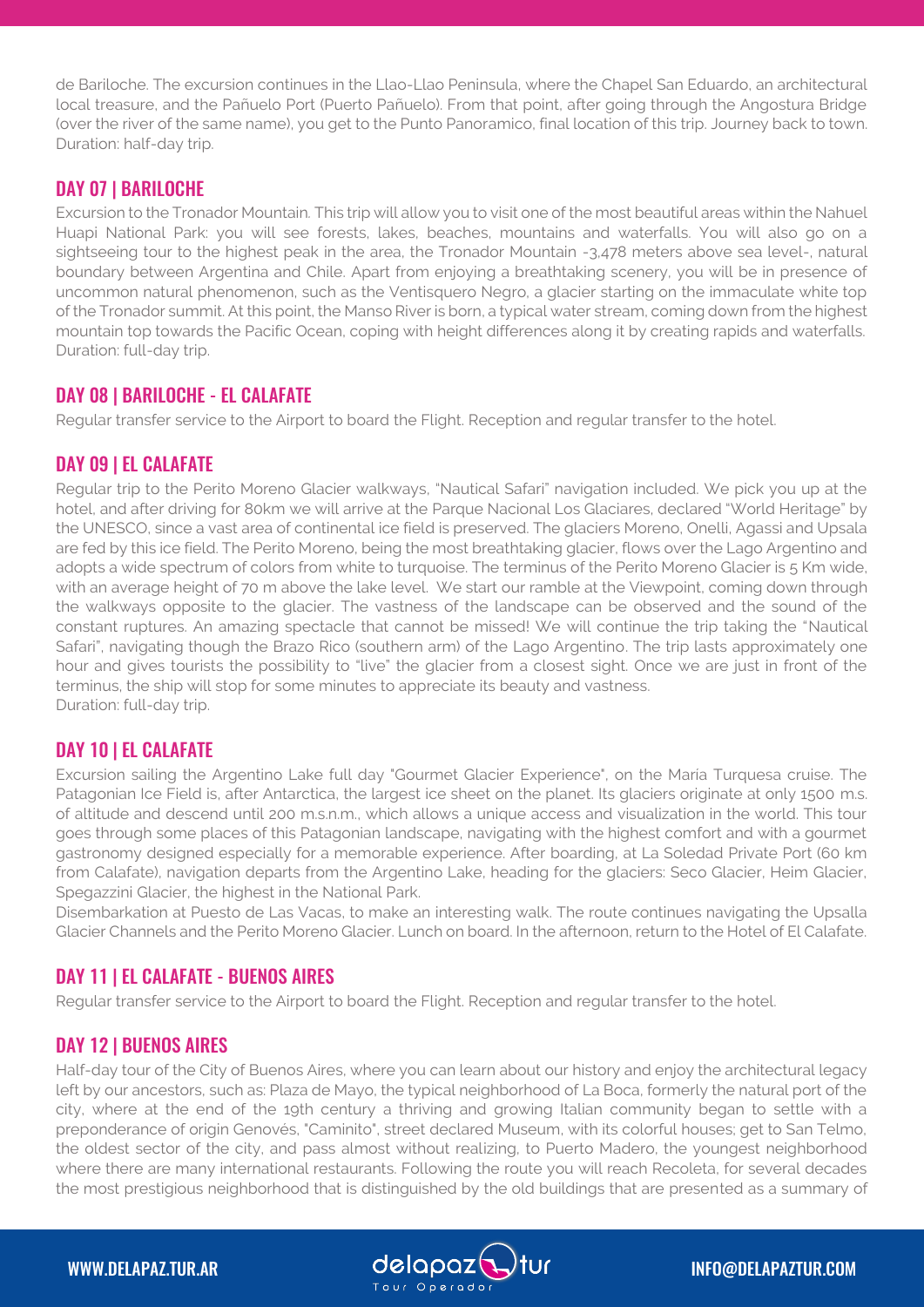de Bariloche. The excursion continues in the Llao-Llao Peninsula, where the Chapel San Eduardo, an architectural local treasure, and the Pañuelo Port (Puerto Pañuelo). From that point, after going through the Angostura Bridge (over the river of the same name), you get to the Punto Panoramico, final location of this trip. Journey back to town. Duration: half-day trip.

## DAY 07 | BARILOCHE

Excursion to the Tronador Mountain. This trip will allow you to visit one of the most beautiful areas within the Nahuel Huapi National Park: you will see forests, lakes, beaches, mountains and waterfalls. You will also go on a sightseeing tour to the highest peak in the area, the Tronador Mountain -3,478 meters above sea level-, natural boundary between Argentina and Chile. Apart from enjoying a breathtaking scenery, you will be in presence of uncommon natural phenomenon, such as the Ventisquero Negro, a glacier starting on the immaculate white top of the Tronador summit. At this point, the Manso River is born, a typical water stream, coming down from the highest mountain top towards the Pacific Ocean, coping with height differences along it by creating rapids and waterfalls. Duration: full-day trip.

## DAY 08 | BARILOCHE - EL CALAFATE

Regular transfer service to the Airport to board the Flight. Reception and regular transfer to the hotel.

## DAY 09 | EL CALAFATE

Regular trip to the Perito Moreno Glacier walkways, "Nautical Safari" navigation included. We pick you up at the hotel, and after driving for 80km we will arrive at the Parque Nacional Los Glaciares, declared "World Heritage" by the UNESCO, since a vast area of continental ice field is preserved. The glaciers Moreno, Onelli, Agassi and Upsala are fed by this ice field. The Perito Moreno, being the most breathtaking glacier, flows over the Lago Argentino and adopts a wide spectrum of colors from white to turquoise. The terminus of the Perito Moreno Glacier is 5 Km wide, with an average height of 70 m above the lake level. We start our ramble at the Viewpoint, coming down through the walkways opposite to the glacier. The vastness of the landscape can be observed and the sound of the constant ruptures. An amazing spectacle that cannot be missed! We will continue the trip taking the "Nautical Safari", navigating though the Brazo Rico (southern arm) of the Lago Argentino. The trip lasts approximately one hour and gives tourists the possibility to "live" the glacier from a closest sight. Once we are just in front of the terminus, the ship will stop for some minutes to appreciate its beauty and vastness.
Duration: full-day trip.

## DAY 10 | EL CALAFATE

Excursion sailing the Argentino Lake full day "Gourmet Glacier Experience", on the María Turquesa cruise. The Patagonian Ice Field is, after Antarctica, the largest ice sheet on the planet. Its glaciers originate at only 1500 m.s. of altitude and descend until 200 m.s.n.m., which allows a unique access and visualization in the world. This tour goes through some places of this Patagonian landscape, navigating with the highest comfort and with a gourmet gastronomy designed especially for a memorable experience. After boarding, at La Soledad Private Port (60 km from Calafate), navigation departs from the Argentino Lake, heading for the glaciers: Seco Glacier, Heim Glacier, Spegazzini Glacier, the highest in the National Park.

Disembarkation at Puesto de Las Vacas, to make an interesting walk. The route continues navigating the Upsalla Glacier Channels and the Perito Moreno Glacier. Lunch on board. In the afternoon, return to the Hotel of El Calafate.

## DAY 11 | EL CALAFATE - BUENOS AIRES

Regular transfer service to the Airport to board the Flight. Reception and regular transfer to the hotel.

## DAY 12 | BUENOS AIRES

Half-day tour of the City of Buenos Aires, where you can learn about our history and enjoy the architectural legacy left by our ancestors, such as: Plaza de Mayo, the typical neighborhood of La Boca, formerly the natural port of the city, where at the end of the 19th century a thriving and growing Italian community began to settle with a preponderance of origin Genovés, "Caminito", street declared Museum, with its colorful houses; get to San Telmo, the oldest sector of the city, and pass almost without realizing, to Puerto Madero, the youngest neighborhood where there are many international restaurants. Following the route you will reach Recoleta, for several decades the most prestigious neighborhood that is distinguished by the old buildings that are presented as a summary of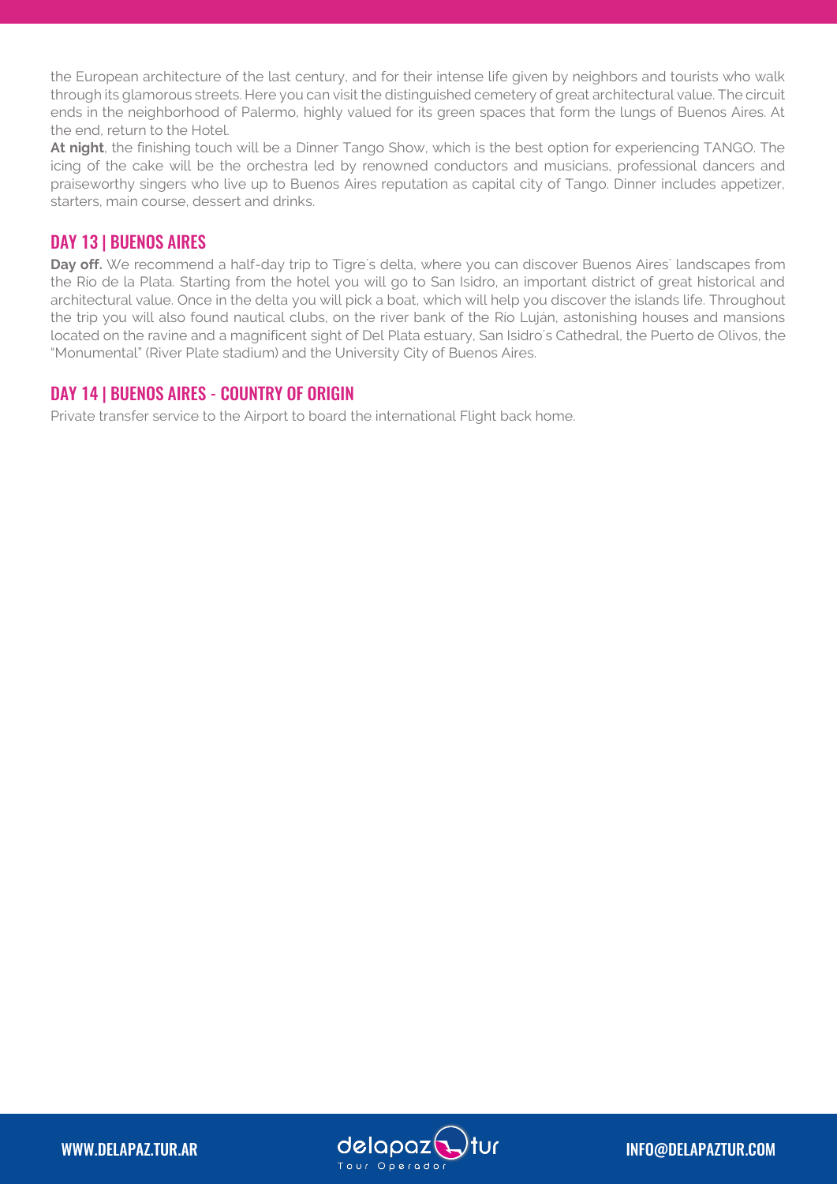the European architecture of the last century, and for their intense life given by neighbors and tourists who walk through its glamorous streets. Here you can visit the distinguished cemetery of great architectural value. The circuit ends in the neighborhood of Palermo, highly valued for its green spaces that form the lungs of Buenos Aires. At the end, return to the Hotel.

**At night**, the finishing touch will be a Dinner Tango Show, which is the best option for experiencing TANGO. The icing of the cake will be the orchestra led by renowned conductors and musicians, professional dancers and praiseworthy singers who live up to Buenos Aires reputation as capital city of Tango. Dinner includes appetizer, starters, main course, dessert and drinks.

## DAY 13 | BUENOS AIRES

**Day off.** We recommend a half-day trip to Tigre´s delta, where you can discover Buenos Aires´ landscapes from the Rio de la Plata. Starting from the hotel you will go to San Isidro, an important district of great historical and architectural value. Once in the delta you will pick a boat, which will help you discover the islands life. Throughout the trip you will also found nautical clubs, on the river bank of the Rio Luján, astonishing houses and mansions located on the ravine and a magnificent sight of Del Plata estuary, San Isidro´s Cathedral, the Puerto de Olivos, the "Monumental" (River Plate stadium) and the University City of Buenos Aires.

## DAY 14 | BUENOS AIRES - COUNTRY OF ORIGIN

Private transfer service to the Airport to board the international Flight back home.